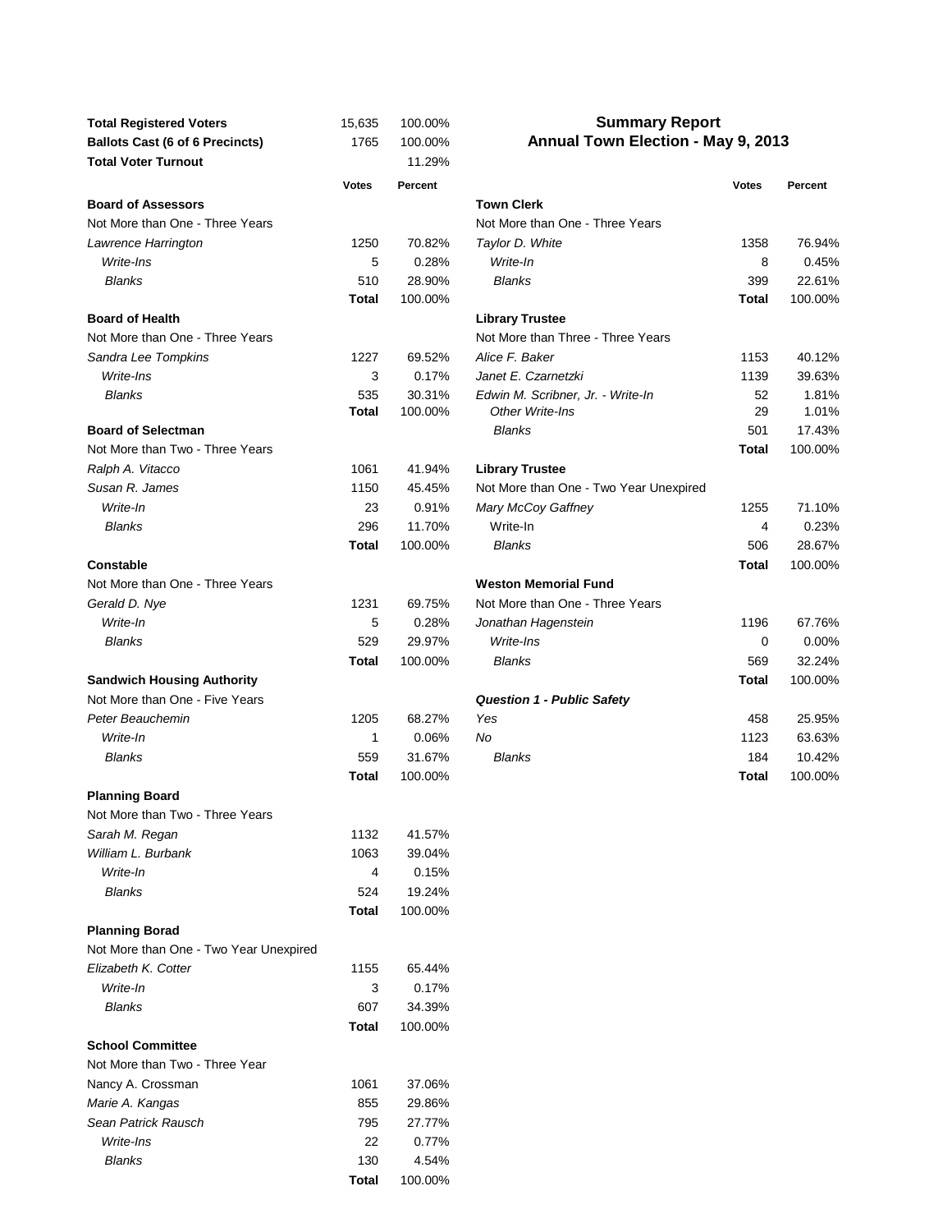# Summary Report

## Annual Town Election - May 9, 2013

| | | |
|---|---|---|
| **Total Registered Voters** | 15,635 | 100.00% |
| **Ballots Cast (6 of 6 Precincts)** | 1765 | 100.00% |
| **Total Voter Turnout** | | 11.29% |

| | Votes | Percent |
|---|---|---|
| **Board of Assessors** | | |
| Not More than One - Three Years | | |
| *Lawrence Harrington* | 1250 | 70.82% |
| *Write-Ins* | 5 | 0.28% |
| *Blanks* | 510 | 28.90% |
| | **Total** | 100.00% |
| **Board of Health** | | |
| Not More than One - Three Years | | |
| *Sandra Lee Tompkins* | 1227 | 69.52% |
| *Write-Ins* | 3 | 0.17% |
| *Blanks* | 535 | 30.31% |
| | **Total** | 100.00% |
| **Board of Selectman** | | |
| Not More than Two - Three Years | | |
| *Ralph A. Vitacco* | 1061 | 41.94% |
| *Susan R. James* | 1150 | 45.45% |
| *Write-In* | 23 | 0.91% |
| *Blanks* | 296 | 11.70% |
| | **Total** | 100.00% |
| **Constable** | | |
| Not More than One - Three Years | | |
| *Gerald D. Nye* | 1231 | 69.75% |
| *Write-In* | 5 | 0.28% |
| *Blanks* | 529 | 29.97% |
| | **Total** | 100.00% |
| **Sandwich Housing Authority** | | |
| Not More than One - Five Years | | |
| *Peter Beauchemin* | 1205 | 68.27% |
| *Write-In* | 1 | 0.06% |
| *Blanks* | 559 | 31.67% |
| | **Total** | 100.00% |
| **Planning Board** | | |
| Not More than Two - Three Years | | |
| *Sarah M. Regan* | 1132 | 41.57% |
| *William L. Burbank* | 1063 | 39.04% |
| *Write-In* | 4 | 0.15% |
| *Blanks* | 524 | 19.24% |
| | **Total** | 100.00% |
| **Planning Borad** | | |
| Not More than One - Two Year Unexpired | | |
| *Elizabeth K. Cotter* | 1155 | 65.44% |
| *Write-In* | 3 | 0.17% |
| *Blanks* | 607 | 34.39% |
| | **Total** | 100.00% |
| **School Committee** | | |
| Not More than Two - Three Year | | |
| Nancy A. Crossman | 1061 | 37.06% |
| *Marie A. Kangas* | 855 | 29.86% |
| *Sean Patrick Rausch* | 795 | 27.77% |
| *Write-Ins* | 22 | 0.77% |
| *Blanks* | 130 | 4.54% |
| | **Total** | 100.00% |

| | Votes | Percent |
|---|---|---|
| **Town Clerk** | | |
| Not More than One - Three Years | | |
| *Taylor D. White* | 1358 | 76.94% |
| *Write-In* | 8 | 0.45% |
| *Blanks* | 399 | 22.61% |
| | **Total** | 100.00% |
| **Library Trustee** | | |
| Not More than Three - Three Years | | |
| *Alice F. Baker* | 1153 | 40.12% |
| *Janet E. Czarnetzki* | 1139 | 39.63% |
| *Edwin M. Scribner, Jr. - Write-In* | 52 | 1.81% |
| *Other Write-Ins* | 29 | 1.01% |
| *Blanks* | 501 | 17.43% |
| | **Total** | 100.00% |
| **Library Trustee** | | |
| Not More than One - Two Year Unexpired | | |
| *Mary McCoy Gaffney* | 1255 | 71.10% |
| Write-In | 4 | 0.23% |
| *Blanks* | 506 | 28.67% |
| | **Total** | 100.00% |
| **Weston Memorial Fund** | | |
| Not More than One - Three Years | | |
| *Jonathan Hagenstein* | 1196 | 67.76% |
| *Write-Ins* | 0 | 0.00% |
| *Blanks* | 569 | 32.24% |
| | **Total** | 100.00% |
| ***Question 1 - Public Safety*** | | |
| *Yes* | 458 | 25.95% |
| *No* | 1123 | 63.63% |
| *Blanks* | 184 | 10.42% |
| | **Total** | 100.00% |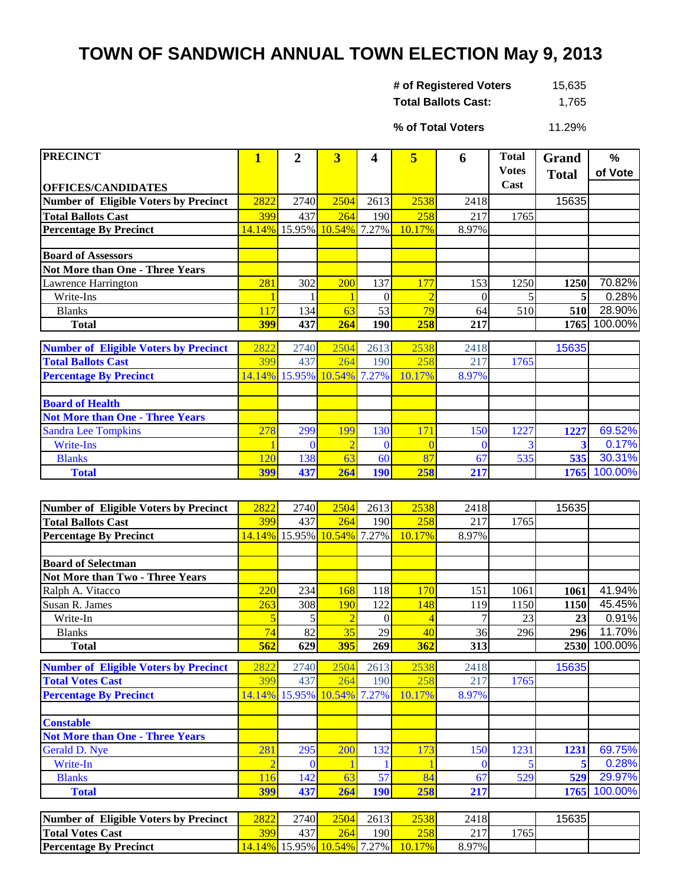# TOWN OF SANDWICH ANNUAL TOWN ELECTION May 9, 2013

| | |
|---|---|
| **# of Registered Voters** | 15,635 |
| **Total Ballots Cast:** | 1,765 |
| **% of Total Voters** | 11.29% |

| PRECINCT<br>OFFICES/CANDIDATES | 1 | 2 | 3 | 4 | 5 | 6 | Total Votes Cast | Grand Total | % of Vote |
|---|---|---|---|---|---|---|---|---|---|
| **Number of Eligible Voters by Precinct** | 2822 | 2740 | 2504 | 2613 | 2538 | 2418 | | 15635 | |
| **Total Ballots Cast** | 399 | 437 | 264 | 190 | 258 | 217 | 1765 | | |
| **Percentage By Precinct** | 14.14% | 15.95% | 10.54% | 7.27% | 10.17% | 8.97% | | | |
| | | | | | | | | | |
| **Board of Assessors** | | | | | | | | | |
| **Not More than One - Three Years** | | | | | | | | | |
| Lawrence Harrington | 281 | 302 | 200 | 137 | 177 | 153 | 1250 | **1250** | 70.82% |
| Write-Ins | 1 | 1 | 1 | 0 | 2 | 0 | 5 | **5** | 0.28% |
| Blanks | 117 | 134 | 63 | 53 | 79 | 64 | 510 | **510** | 28.90% |
| **Total** | **399** | **437** | **264** | **190** | **258** | **217** | | **1765** | 100.00% |

| PRECINCT | 1 | 2 | 3 | 4 | 5 | 6 | Total Votes Cast | Grand Total | % of Vote |
|---|---|---|---|---|---|---|---|---|---|
| **Number of Eligible Voters by Precinct** | 2822 | 2740 | 2504 | 2613 | 2538 | 2418 | | 15635 | |
| **Total Ballots Cast** | 399 | 437 | 264 | 190 | 258 | 217 | 1765 | | |
| **Percentage By Precinct** | 14.14% | 15.95% | 10.54% | 7.27% | 10.17% | 8.97% | | | |
| | | | | | | | | | |
| **Board of Health** | | | | | | | | | |
| **Not More than One - Three Years** | | | | | | | | | |
| Sandra Lee Tompkins | 278 | 299 | 199 | 130 | 171 | 150 | 1227 | **1227** | 69.52% |
| Write-Ins | 1 | 0 | 2 | 0 | 0 | 0 | 3 | **3** | 0.17% |
| Blanks | 120 | 138 | 63 | 60 | 87 | 67 | 535 | **535** | 30.31% |
| **Total** | **399** | **437** | **264** | **190** | **258** | **217** | | **1765** | 100.00% |

| PRECINCT | 1 | 2 | 3 | 4 | 5 | 6 | Total Votes Cast | Grand Total | % of Vote |
|---|---|---|---|---|---|---|---|---|---|
| **Number of Eligible Voters by Precinct** | 2822 | 2740 | 2504 | 2613 | 2538 | 2418 | | 15635 | |
| **Total Ballots Cast** | 399 | 437 | 264 | 190 | 258 | 217 | 1765 | | |
| **Percentage By Precinct** | 14.14% | 15.95% | 10.54% | 7.27% | 10.17% | 8.97% | | | |
| | | | | | | | | | |
| **Board of Selectman** | | | | | | | | | |
| **Not More than Two - Three Years** | | | | | | | | | |
| Ralph A. Vitacco | 220 | 234 | 168 | 118 | 170 | 151 | 1061 | **1061** | 41.94% |
| Susan R. James | 263 | 308 | 190 | 122 | 148 | 119 | 1150 | **1150** | 45.45% |
| Write-In | 5 | 5 | 2 | 0 | 4 | 7 | 23 | **23** | 0.91% |
| Blanks | 74 | 82 | 35 | 29 | 40 | 36 | 296 | **296** | 11.70% |
| **Total** | **562** | **629** | **395** | **269** | **362** | **313** | | **2530** | 100.00% |

| PRECINCT | 1 | 2 | 3 | 4 | 5 | 6 | Total Votes Cast | Grand Total | % of Vote |
|---|---|---|---|---|---|---|---|---|---|
| **Number of Eligible Voters by Precinct** | 2822 | 2740 | 2504 | 2613 | 2538 | 2418 | | 15635 | |
| **Total Votes Cast** | 399 | 437 | 264 | 190 | 258 | 217 | 1765 | | |
| **Percentage By Precinct** | 14.14% | 15.95% | 10.54% | 7.27% | 10.17% | 8.97% | | | |
| | | | | | | | | | |
| **Constable** | | | | | | | | | |
| **Not More than One - Three Years** | | | | | | | | | |
| Gerald D. Nye | 281 | 295 | 200 | 132 | 173 | 150 | 1231 | **1231** | 69.75% |
| Write-In | 2 | 0 | 1 | 1 | 1 | 0 | 5 | **5** | 0.28% |
| Blanks | 116 | 142 | 63 | 57 | 84 | 67 | 529 | **529** | 29.97% |
| **Total** | **399** | **437** | **264** | **190** | **258** | **217** | | **1765** | 100.00% |

| PRECINCT | 1 | 2 | 3 | 4 | 5 | 6 | Total Votes Cast | Grand Total | % of Vote |
|---|---|---|---|---|---|---|---|---|---|
| **Number of Eligible Voters by Precinct** | 2822 | 2740 | 2504 | 2613 | 2538 | 2418 | | 15635 | |
| **Total Votes Cast** | 399 | 437 | 264 | 190 | 258 | 217 | 1765 | | |
| **Percentage By Precinct** | 14.14% | 15.95% | 10.54% | 7.27% | 10.17% | 8.97% | | | |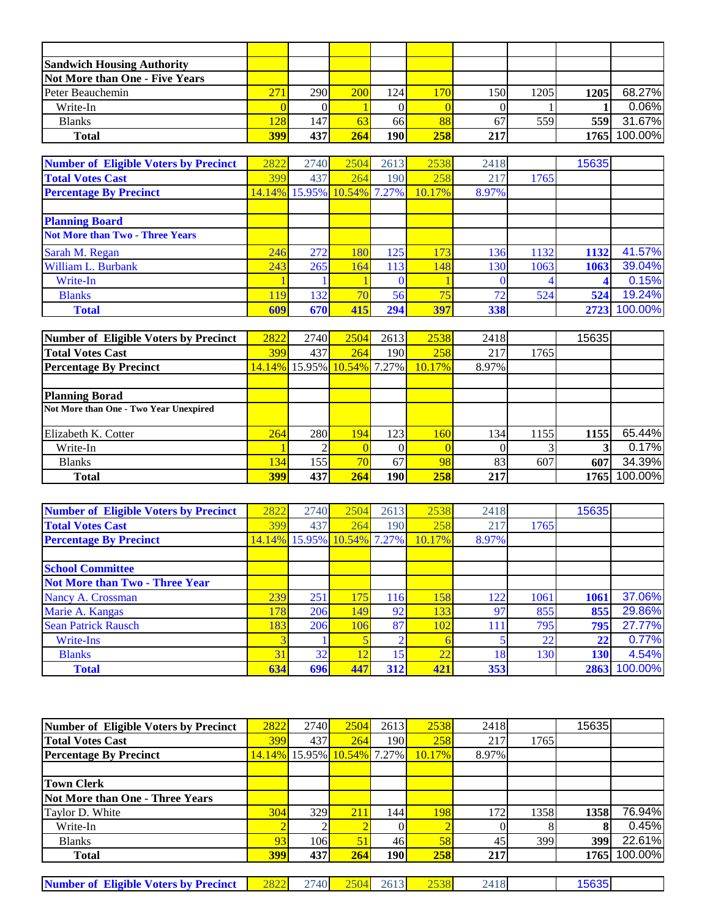| | | | | | | | | | |
|---|---|---|---|---|---|---|---|---|---|
| **Sandwich Housing Authority** | | | | | | | | | |
| **Not More than One - Five Years** | | | | | | | | | |
| Peter Beauchemin | 271 | 290 | 200 | 124 | 170 | 150 | 1205 | **1205** | 68.27% |
| Write-In | 0 | 0 | 1 | 0 | 0 | 0 | 1 | **1** | 0.06% |
| Blanks | 128 | 147 | 63 | 66 | 88 | 67 | 559 | **559** | 31.67% |
| **Total** | **399** | **437** | **264** | **190** | **258** | **217** | | **1765** | 100.00% |

| | | | | | | | | | |
|---|---|---|---|---|---|---|---|---|---|
| **Number of Eligible Voters by Precinct** | 2822 | 2740 | 2504 | 2613 | 2538 | 2418 | | 15635 | |
| **Total Votes Cast** | 399 | 437 | 264 | 190 | 258 | 217 | 1765 | | |
| **Percentage By Precinct** | 14.14% | 15.95% | 10.54% | 7.27% | 10.17% | 8.97% | | | |
| | | | | | | | | | |
| **Planning Board** | | | | | | | | | |
| **Not More than Two - Three Years** | | | | | | | | | |
| Sarah M. Regan | 246 | 272 | 180 | 125 | 173 | 136 | 1132 | **1132** | 41.57% |
| William L. Burbank | 243 | 265 | 164 | 113 | 148 | 130 | 1063 | **1063** | 39.04% |
| Write-In | 1 | 1 | 1 | 0 | 1 | 0 | 4 | **4** | 0.15% |
| Blanks | 119 | 132 | 70 | 56 | 75 | 72 | 524 | **524** | 19.24% |
| **Total** | **609** | **670** | **415** | **294** | **397** | **338** | | **2723** | 100.00% |

| | | | | | | | | | |
|---|---|---|---|---|---|---|---|---|---|
| **Number of Eligible Voters by Precinct** | 2822 | 2740 | 2504 | 2613 | 2538 | 2418 | | 15635 | |
| **Total Votes Cast** | 399 | 437 | 264 | 190 | 258 | 217 | 1765 | | |
| **Percentage By Precinct** | 14.14% | 15.95% | 10.54% | 7.27% | 10.17% | 8.97% | | | |
| | | | | | | | | | |
| **Planning Borad** | | | | | | | | | |
| **Not More than One - Two Year Unexpired** | | | | | | | | | |
| Elizabeth K. Cotter | 264 | 280 | 194 | 123 | 160 | 134 | 1155 | **1155** | 65.44% |
| Write-In | 1 | 2 | 0 | 0 | 0 | 0 | 3 | **3** | 0.17% |
| Blanks | 134 | 155 | 70 | 67 | 98 | 83 | 607 | **607** | 34.39% |
| **Total** | **399** | **437** | **264** | **190** | **258** | **217** | | **1765** | 100.00% |

| | | | | | | | | | |
|---|---|---|---|---|---|---|---|---|---|
| **Number of Eligible Voters by Precinct** | 2822 | 2740 | 2504 | 2613 | 2538 | 2418 | | 15635 | |
| **Total Votes Cast** | 399 | 437 | 264 | 190 | 258 | 217 | 1765 | | |
| **Percentage By Precinct** | 14.14% | 15.95% | 10.54% | 7.27% | 10.17% | 8.97% | | | |
| | | | | | | | | | |
| **School Committee** | | | | | | | | | |
| **Not More than Two - Three Year** | | | | | | | | | |
| Nancy A. Crossman | 239 | 251 | 175 | 116 | 158 | 122 | 1061 | **1061** | 37.06% |
| Marie A. Kangas | 178 | 206 | 149 | 92 | 133 | 97 | 855 | **855** | 29.86% |
| Sean Patrick Rausch | 183 | 206 | 106 | 87 | 102 | 111 | 795 | **795** | 27.77% |
| Write-Ins | 3 | 1 | 5 | 2 | 6 | 5 | 22 | **22** | 0.77% |
| Blanks | 31 | 32 | 12 | 15 | 22 | 18 | 130 | **130** | 4.54% |
| **Total** | **634** | **696** | **447** | **312** | **421** | **353** | | **2863** | 100.00% |

| | | | | | | | | | |
|---|---|---|---|---|---|---|---|---|---|
| **Number of Eligible Voters by Precinct** | 2822 | 2740 | 2504 | 2613 | 2538 | 2418 | | 15635 | |
| **Total Votes Cast** | 399 | 437 | 264 | 190 | 258 | 217 | 1765 | | |
| **Percentage By Precinct** | 14.14% | 15.95% | 10.54% | 7.27% | 10.17% | 8.97% | | | |
| | | | | | | | | | |
| **Town Clerk** | | | | | | | | | |
| **Not More than One - Three Years** | | | | | | | | | |
| Taylor D. White | 304 | 329 | 211 | 144 | 198 | 172 | 1358 | **1358** | 76.94% |
| Write-In | 2 | 2 | 2 | 0 | 2 | 0 | 8 | **8** | 0.45% |
| Blanks | 93 | 106 | 51 | 46 | 58 | 45 | 399 | **399** | 22.61% |
| **Total** | **399** | **437** | **264** | **190** | **258** | **217** | | **1765** | 100.00% |

| | | | | | | | | | |
|---|---|---|---|---|---|---|---|---|---|
| **Number of Eligible Voters by Precinct** | 2822 | 2740 | 2504 | 2613 | 2538 | 2418 | | 15635 | |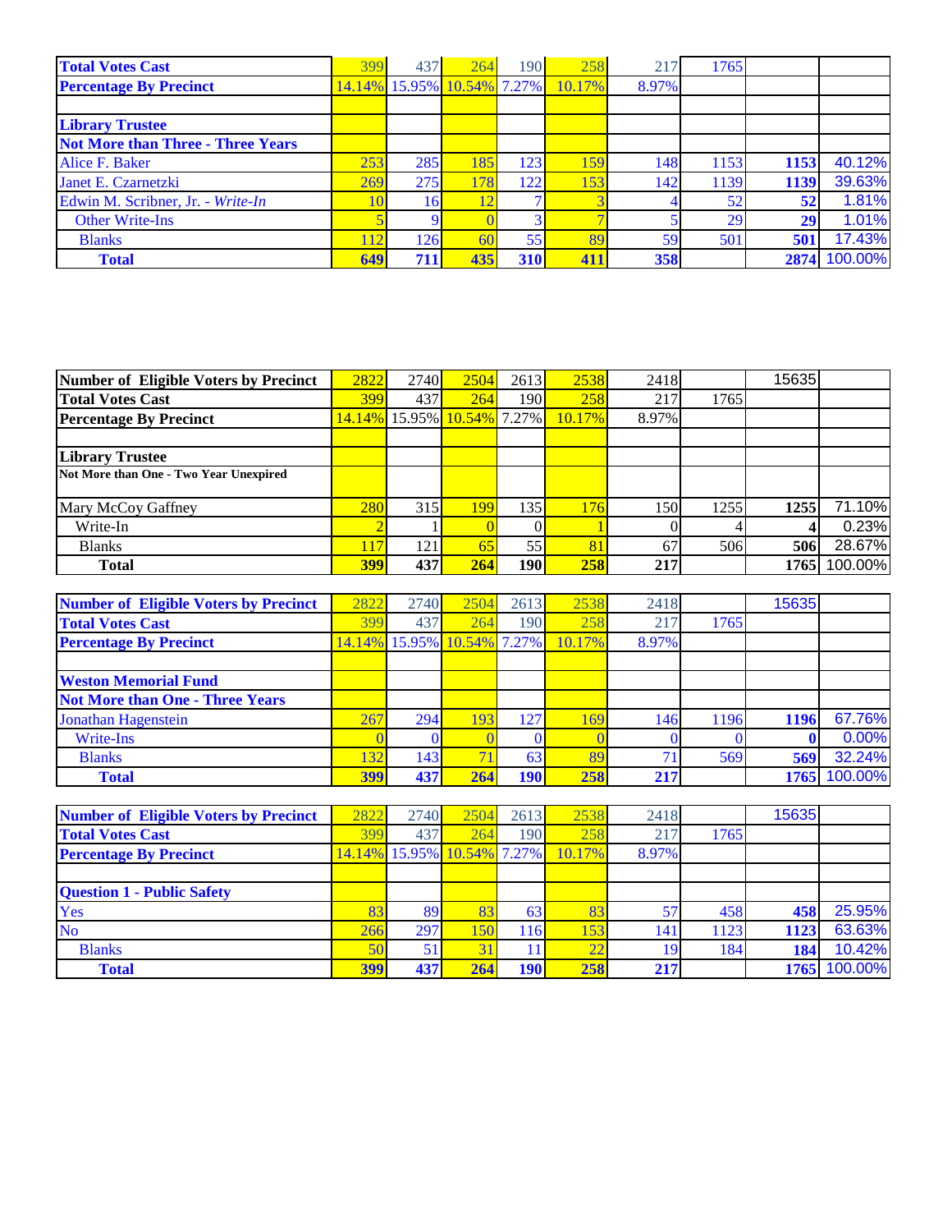| | | | | | | | | | |
|---|---|---|---|---|---|---|---|---|---|
| **Total Votes Cast** | 399 | 437 | 264 | 190 | 258 | 217 | 1765 | | |
| **Percentage By Precinct** | 14.14% | 15.95% | 10.54% | 7.27% | 10.17% | 8.97% | | | |
| | | | | | | | | | |
| **Library Trustee** | | | | | | | | | |
| **Not More than Three - Three Years** | | | | | | | | | |
| Alice F. Baker | 253 | 285 | 185 | 123 | 159 | 148 | 1153 | **1153** | 40.12% |
| Janet E. Czarnetzki | 269 | 275 | 178 | 122 | 153 | 142 | 1139 | **1139** | 39.63% |
| Edwin M. Scribner, Jr. - *Write-In* | 10 | 16 | 12 | 7 | 3 | 4 | 52 | **52** | 1.81% |
| Other Write-Ins | 5 | 9 | 0 | 3 | 7 | 5 | 29 | **29** | 1.01% |
| Blanks | 112 | 126 | 60 | 55 | 89 | 59 | 501 | **501** | 17.43% |
| **Total** | **649** | **711** | **435** | **310** | **411** | **358** | | **2874** | 100.00% |

| | | | | | | | | | |
|---|---|---|---|---|---|---|---|---|---|
| **Number of Eligible Voters by Precinct** | 2822 | 2740 | 2504 | 2613 | 2538 | 2418 | | 15635 | |
| **Total Votes Cast** | 399 | 437 | 264 | 190 | 258 | 217 | 1765 | | |
| **Percentage By Precinct** | 14.14% | 15.95% | 10.54% | 7.27% | 10.17% | 8.97% | | | |
| | | | | | | | | | |
| **Library Trustee** | | | | | | | | | |
| **Not More than One - Two Year Unexpired** | | | | | | | | | |
| Mary McCoy Gaffney | 280 | 315 | 199 | 135 | 176 | 150 | 1255 | **1255** | 71.10% |
| Write-In | 2 | 1 | 0 | 0 | 1 | 0 | 4 | **4** | 0.23% |
| Blanks | 117 | 121 | 65 | 55 | 81 | 67 | 506 | **506** | 28.67% |
| **Total** | **399** | **437** | **264** | **190** | **258** | **217** | | **1765** | 100.00% |

| | | | | | | | | | |
|---|---|---|---|---|---|---|---|---|---|
| **Number of Eligible Voters by Precinct** | 2822 | 2740 | 2504 | 2613 | 2538 | 2418 | | 15635 | |
| **Total Votes Cast** | 399 | 437 | 264 | 190 | 258 | 217 | 1765 | | |
| **Percentage By Precinct** | 14.14% | 15.95% | 10.54% | 7.27% | 10.17% | 8.97% | | | |
| | | | | | | | | | |
| **Weston Memorial Fund** | | | | | | | | | |
| **Not More than One - Three Years** | | | | | | | | | |
| Jonathan Hagenstein | 267 | 294 | 193 | 127 | 169 | 146 | 1196 | **1196** | 67.76% |
| Write-Ins | 0 | 0 | 0 | 0 | 0 | 0 | 0 | **0** | 0.00% |
| Blanks | 132 | 143 | 71 | 63 | 89 | 71 | 569 | **569** | 32.24% |
| **Total** | **399** | **437** | **264** | **190** | **258** | **217** | | **1765** | 100.00% |

| | | | | | | | | | |
|---|---|---|---|---|---|---|---|---|---|
| **Number of Eligible Voters by Precinct** | 2822 | 2740 | 2504 | 2613 | 2538 | 2418 | | 15635 | |
| **Total Votes Cast** | 399 | 437 | 264 | 190 | 258 | 217 | 1765 | | |
| **Percentage By Precinct** | 14.14% | 15.95% | 10.54% | 7.27% | 10.17% | 8.97% | | | |
| | | | | | | | | | |
| **Question 1 - Public Safety** | | | | | | | | | |
| Yes | 83 | 89 | 83 | 63 | 83 | 57 | 458 | **458** | 25.95% |
| No | 266 | 297 | 150 | 116 | 153 | 141 | 1123 | **1123** | 63.63% |
| Blanks | 50 | 51 | 31 | 11 | 22 | 19 | 184 | **184** | 10.42% |
| **Total** | **399** | **437** | **264** | **190** | **258** | **217** | | **1765** | 100.00% |